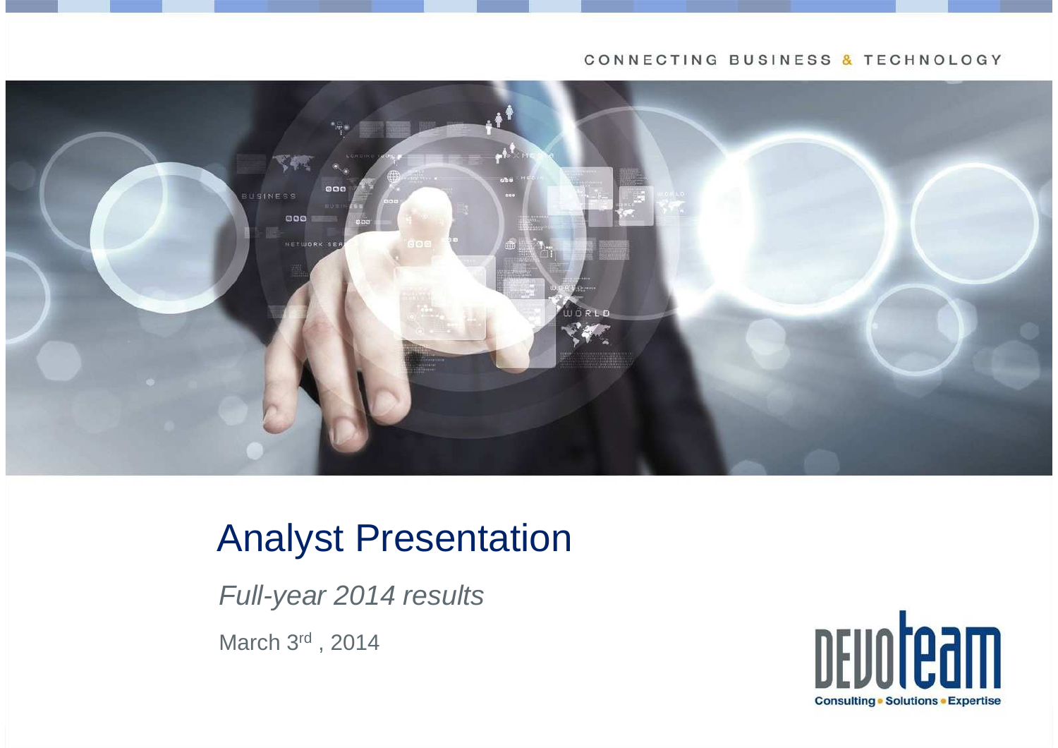CONNECTING BUSINESS & TECHNOLOGY

# Analyst Presentation

*Full-year 2014 results*

March 3rd , 2014

DEVOTEAM

Consulting • Solutions • Expertise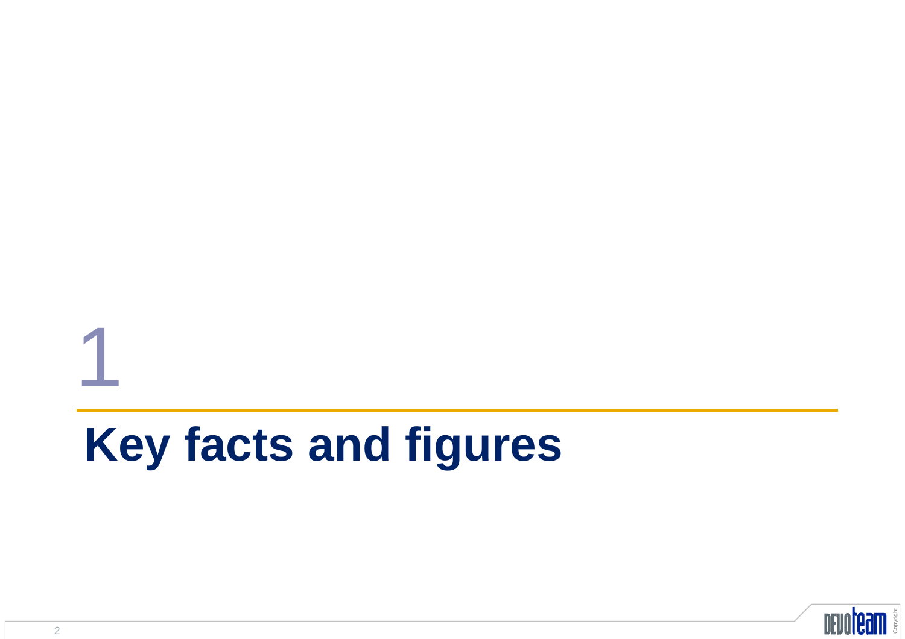1

# Key facts and figures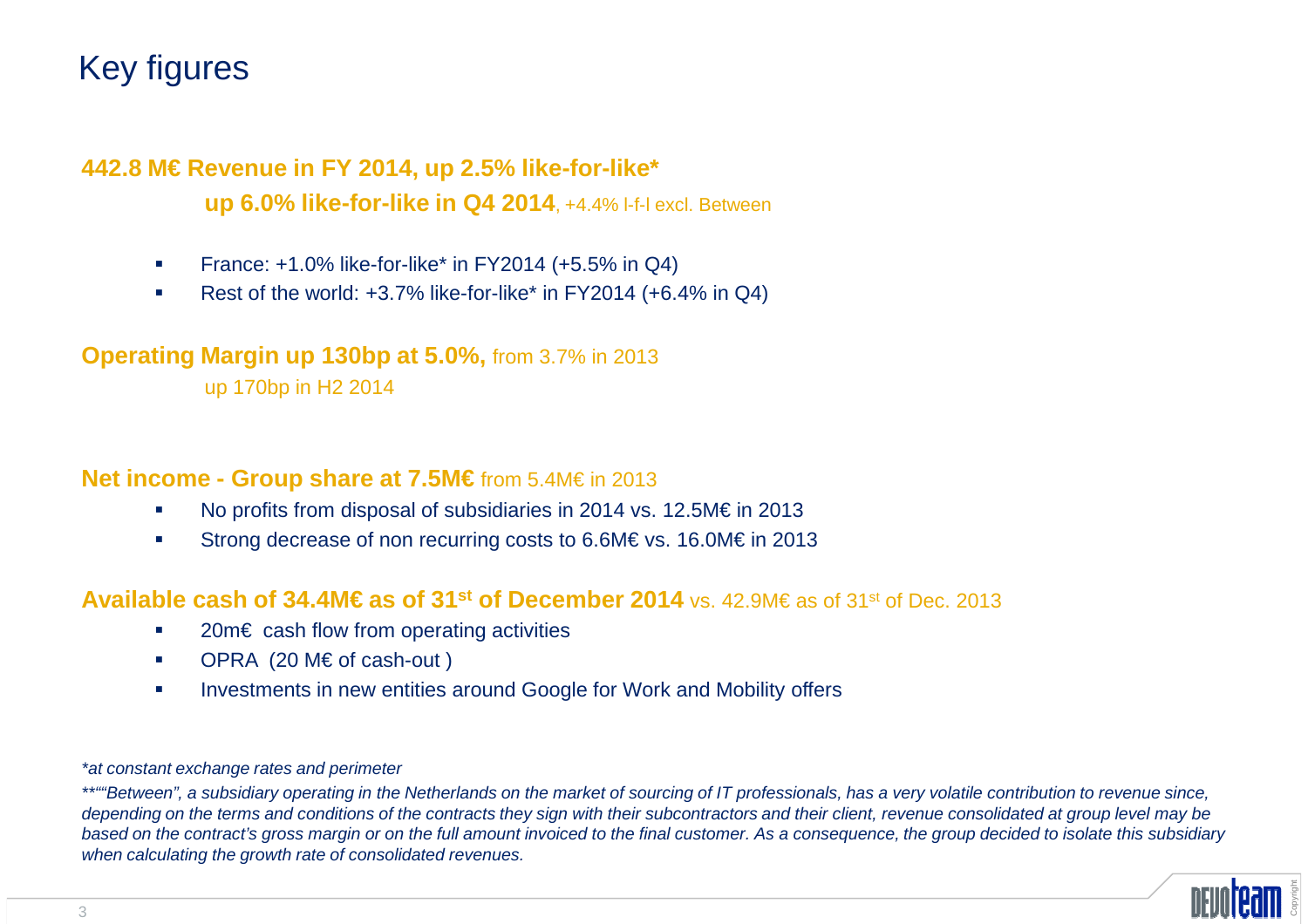# Key figures

**442.8 M€ Revenue in FY 2014, up 2.5% like-for-like***

**up 6.0% like-for-like in Q4 2014**, +4.4% l-f-l excl. Between

- France: +1.0% like-for-like* in FY2014 (+5.5% in Q4)
- Rest of the world: +3.7% like-for-like* in FY2014 (+6.4% in Q4)

**Operating Margin up 130bp at 5.0%,** from 3.7% in 2013

up 170bp in H2 2014

**Net income - Group share at 7.5M€** from 5.4M€ in 2013

- No profits from disposal of subsidiaries in 2014 vs. 12.5M€ in 2013
- Strong decrease of non recurring costs to 6.6M€ vs. 16.0M€ in 2013

**Available cash of 34.4M€ as of 31st of December 2014** vs. 42.9M€ as of 31st of Dec. 2013

- 20m€ cash flow from operating activities
- OPRA (20 M€ of cash-out )
- Investments in new entities around Google for Work and Mobility offers

*\*at constant exchange rates and perimeter*

*\*\*""Between", a subsidiary operating in the Netherlands on the market of sourcing of IT professionals, has a very volatile contribution to revenue since, depending on the terms and conditions of the contracts they sign with their subcontractors and their client, revenue consolidated at group level may be based on the contract's gross margin or on the full amount invoiced to the final customer. As a consequence, the group decided to isolate this subsidiary when calculating the growth rate of consolidated revenues.*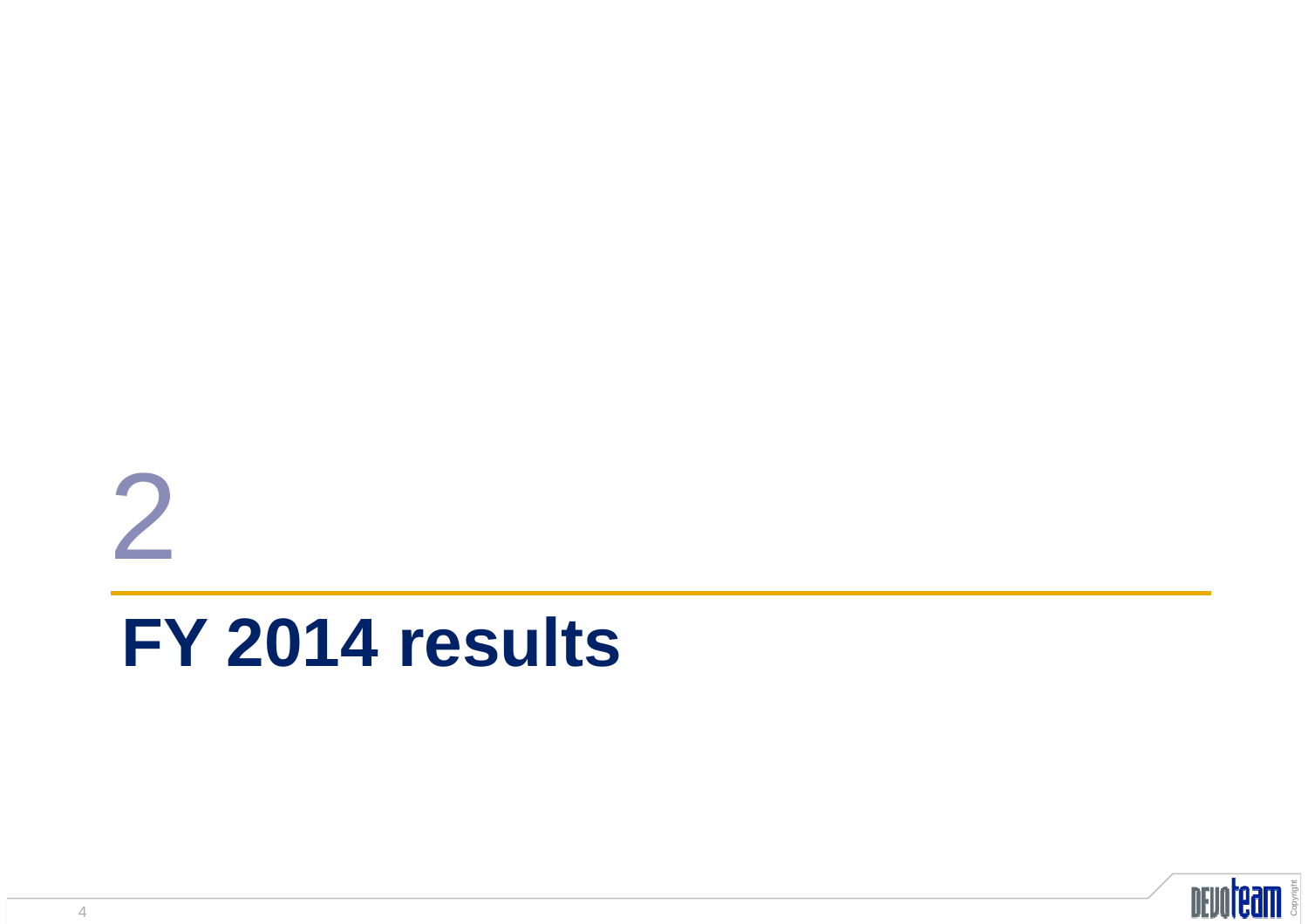# 2

# FY 2014 results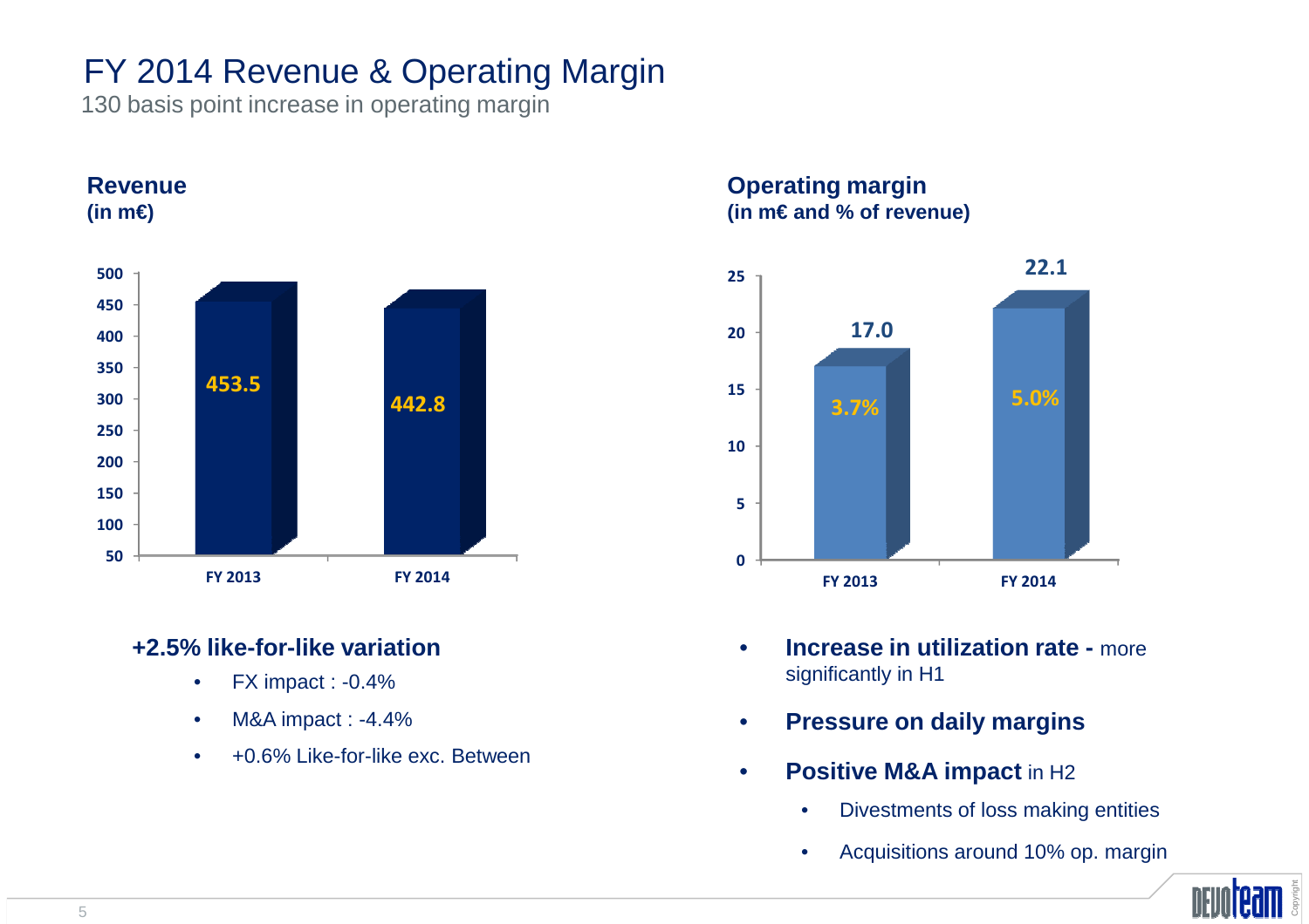# FY 2014 Revenue & Operating Margin

130 basis point increase in operating margin

## Revenue
**(in m€)**

| | FY 2013 | FY 2014 |
|---|---|---|
| Revenue | 453.5 | 442.8 |

### +2.5% like-for-like variation

- FX impact : -0.4%
- M&A impact : -4.4%
- +0.6% Like-for-like exc. Between

## Operating margin
**(in m€ and % of revenue)**

| | FY 2013 | FY 2014 |
|---|---|---|
| Operating margin | 17.0 | 22.1 |
| % of revenue | 3.7% | 5.0% |

- **Increase in utilization rate -** more significantly in H1
- **Pressure on daily margins**
- **Positive M&A impact** in H2
  - Divestments of loss making entities
  - Acquisitions around 10% op. margin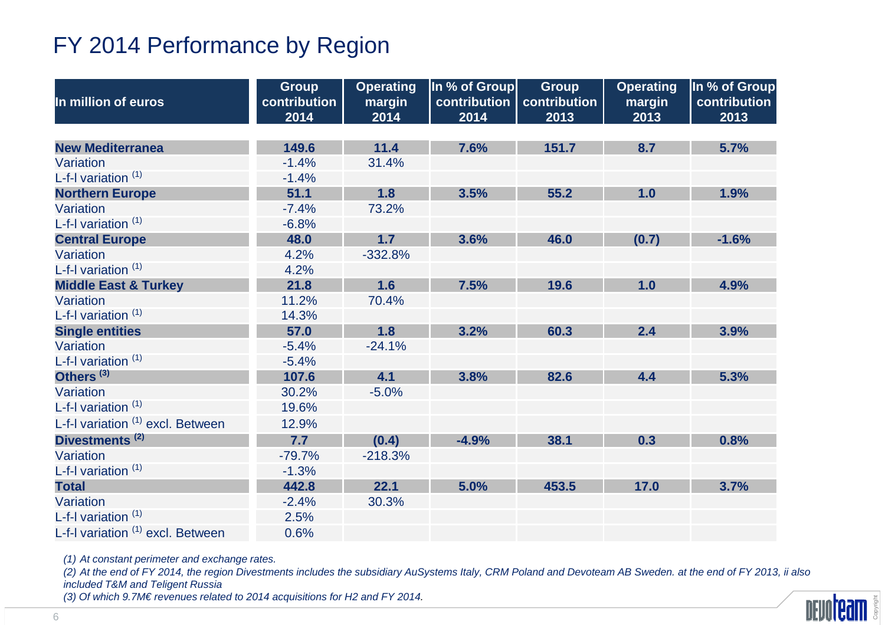# FY 2014 Performance by Region

| In million of euros | Group contribution 2014 | Operating margin 2014 | In % of Group contribution 2014 | Group contribution 2013 | Operating margin 2013 | In % of Group contribution 2013 |
|---|---|---|---|---|---|---|
| **New Mediterranea** | **149.6** | **11.4** | **7.6%** | **151.7** | **8.7** | **5.7%** |
| Variation | -1.4% | 31.4% | | | | |
| L-f-l variation [1] | -1.4% | | | | | |
| **Northern Europe** | **51.1** | **1.8** | **3.5%** | **55.2** | **1.0** | **1.9%** |
| Variation | -7.4% | 73.2% | | | | |
| L-f-l variation [1] | -6.8% | | | | | |
| **Central Europe** | **48.0** | **1.7** | **3.6%** | **46.0** | **(0.7)** | **-1.6%** |
| Variation | 4.2% | -332.8% | | | | |
| L-f-l variation [1] | 4.2% | | | | | |
| **Middle East & Turkey** | **21.8** | **1.6** | **7.5%** | **19.6** | **1.0** | **4.9%** |
| Variation | 11.2% | 70.4% | | | | |
| L-f-l variation [1] | 14.3% | | | | | |
| **Single entities** | **57.0** | **1.8** | **3.2%** | **60.3** | **2.4** | **3.9%** |
| Variation | -5.4% | -24.1% | | | | |
| L-f-l variation [1] | -5.4% | | | | | |
| **Others [3]** | **107.6** | **4.1** | **3.8%** | **82.6** | **4.4** | **5.3%** |
| Variation | 30.2% | -5.0% | | | | |
| L-f-l variation [1] | 19.6% | | | | | |
| L-f-l variation [1] excl. Between | 12.9% | | | | | |
| **Divestments [2]** | **7.7** | **(0.4)** | **-4.9%** | **38.1** | **0.3** | **0.8%** |
| Variation | -79.7% | -218.3% | | | | |
| L-f-l variation [1] | -1.3% | | | | | |
| **Total** | **442.8** | **22.1** | **5.0%** | **453.5** | **17.0** | **3.7%** |
| Variation | -2.4% | 30.3% | | | | |
| L-f-l variation [1] | 2.5% | | | | | |
| L-f-l variation [1] excl. Between | 0.6% | | | | | |

*(1) At constant perimeter and exchange rates.*

*(2) At the end of FY 2014, the region Divestments includes the subsidiary AuSystems Italy, CRM Poland and Devoteam AB Sweden. at the end of FY 2013, ii also included T&M and Teligent Russia*

*(3) Of which 9.7M€ revenues related to 2014 acquisitions for H2 and FY 2014.*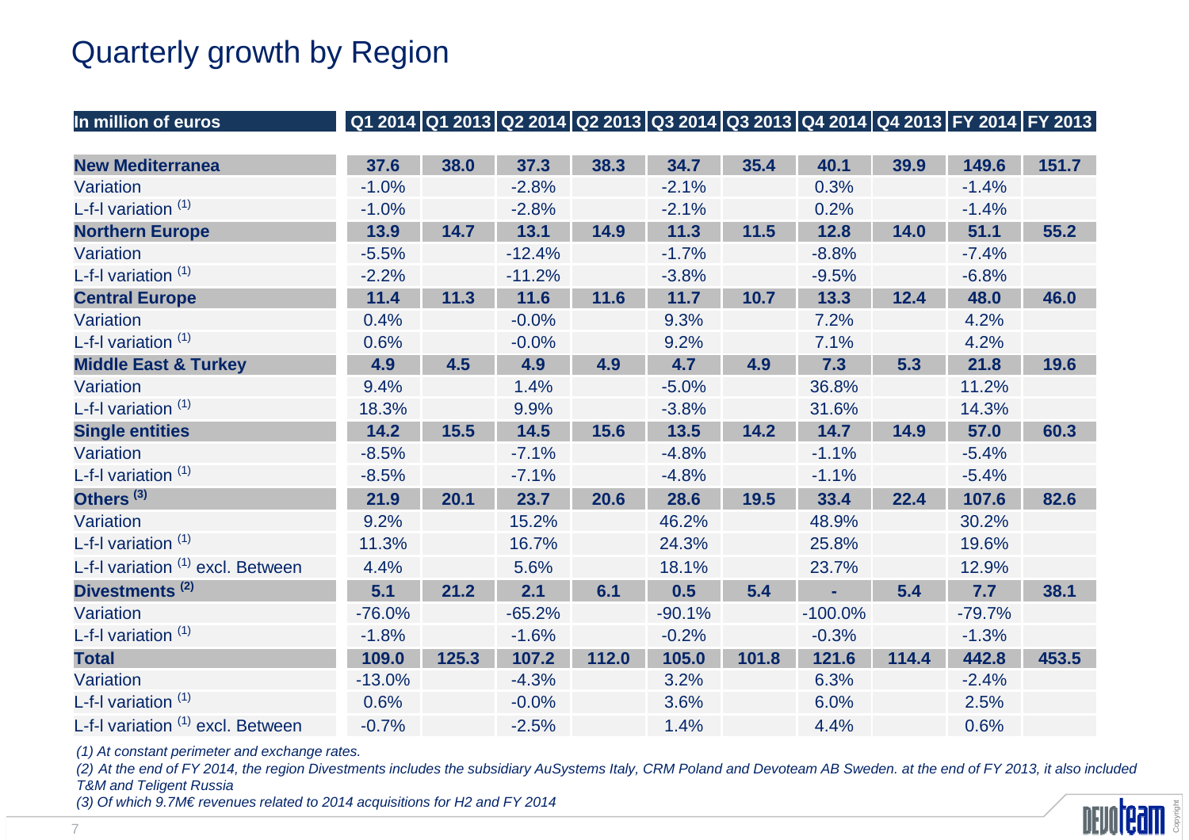# Quarterly growth by Region

| In million of euros | Q1 2014 | Q1 2013 | Q2 2014 | Q2 2013 | Q3 2014 | Q3 2013 | Q4 2014 | Q4 2013 | FY 2014 | FY 2013 |
|---|---|---|---|---|---|---|---|---|---|---|
| **New Mediterranea** | **37.6** | **38.0** | **37.3** | **38.3** | **34.7** | **35.4** | **40.1** | **39.9** | **149.6** | **151.7** |
| Variation | -1.0% | | -2.8% | | -2.1% | | 0.3% | | -1.4% | |
| L-f-l variation [1] | -1.0% | | -2.8% | | -2.1% | | 0.2% | | -1.4% | |
| **Northern Europe** | **13.9** | **14.7** | **13.1** | **14.9** | **11.3** | **11.5** | **12.8** | **14.0** | **51.1** | **55.2** |
| Variation | -5.5% | | -12.4% | | -1.7% | | -8.8% | | -7.4% | |
| L-f-l variation [1] | -2.2% | | -11.2% | | -3.8% | | -9.5% | | -6.8% | |
| **Central Europe** | **11.4** | **11.3** | **11.6** | **11.6** | **11.7** | **10.7** | **13.3** | **12.4** | **48.0** | **46.0** |
| Variation | 0.4% | | -0.0% | | 9.3% | | 7.2% | | 4.2% | |
| L-f-l variation [1] | 0.6% | | -0.0% | | 9.2% | | 7.1% | | 4.2% | |
| **Middle East & Turkey** | **4.9** | **4.5** | **4.9** | **4.9** | **4.7** | **4.9** | **7.3** | **5.3** | **21.8** | **19.6** |
| Variation | 9.4% | | 1.4% | | -5.0% | | 36.8% | | 11.2% | |
| L-f-l variation [1] | 18.3% | | 9.9% | | -3.8% | | 31.6% | | 14.3% | |
| **Single entities** | **14.2** | **15.5** | **14.5** | **15.6** | **13.5** | **14.2** | **14.7** | **14.9** | **57.0** | **60.3** |
| Variation | -8.5% | | -7.1% | | -4.8% | | -1.1% | | -5.4% | |
| L-f-l variation [1] | -8.5% | | -7.1% | | -4.8% | | -1.1% | | -5.4% | |
| **Others [3]** | **21.9** | **20.1** | **23.7** | **20.6** | **28.6** | **19.5** | **33.4** | **22.4** | **107.6** | **82.6** |
| Variation | 9.2% | | 15.2% | | 46.2% | | 48.9% | | 30.2% | |
| L-f-l variation [1] | 11.3% | | 16.7% | | 24.3% | | 25.8% | | 19.6% | |
| L-f-l variation [1] excl. Between | 4.4% | | 5.6% | | 18.1% | | 23.7% | | 12.9% | |
| **Divestments [2]** | **5.1** | **21.2** | **2.1** | **6.1** | **0.5** | **5.4** | **-** | **5.4** | **7.7** | **38.1** |
| Variation | -76.0% | | -65.2% | | -90.1% | | -100.0% | | -79.7% | |
| L-f-l variation [1] | -1.8% | | -1.6% | | -0.2% | | -0.3% | | -1.3% | |
| **Total** | **109.0** | **125.3** | **107.2** | **112.0** | **105.0** | **101.8** | **121.6** | **114.4** | **442.8** | **453.5** |
| Variation | -13.0% | | -4.3% | | 3.2% | | 6.3% | | -2.4% | |
| L-f-l variation [1] | 0.6% | | -0.0% | | 3.6% | | 6.0% | | 2.5% | |
| L-f-l variation [1] excl. Between | -0.7% | | -2.5% | | 1.4% | | 4.4% | | 0.6% | |

*(1) At constant perimeter and exchange rates.*

*(2) At the end of FY 2014, the region Divestments includes the subsidiary AuSystems Italy, CRM Poland and Devoteam AB Sweden. at the end of FY 2013, it also included T&M and Teligent Russia*

*(3) Of which 9.7M€ revenues related to 2014 acquisitions for H2 and FY 2014*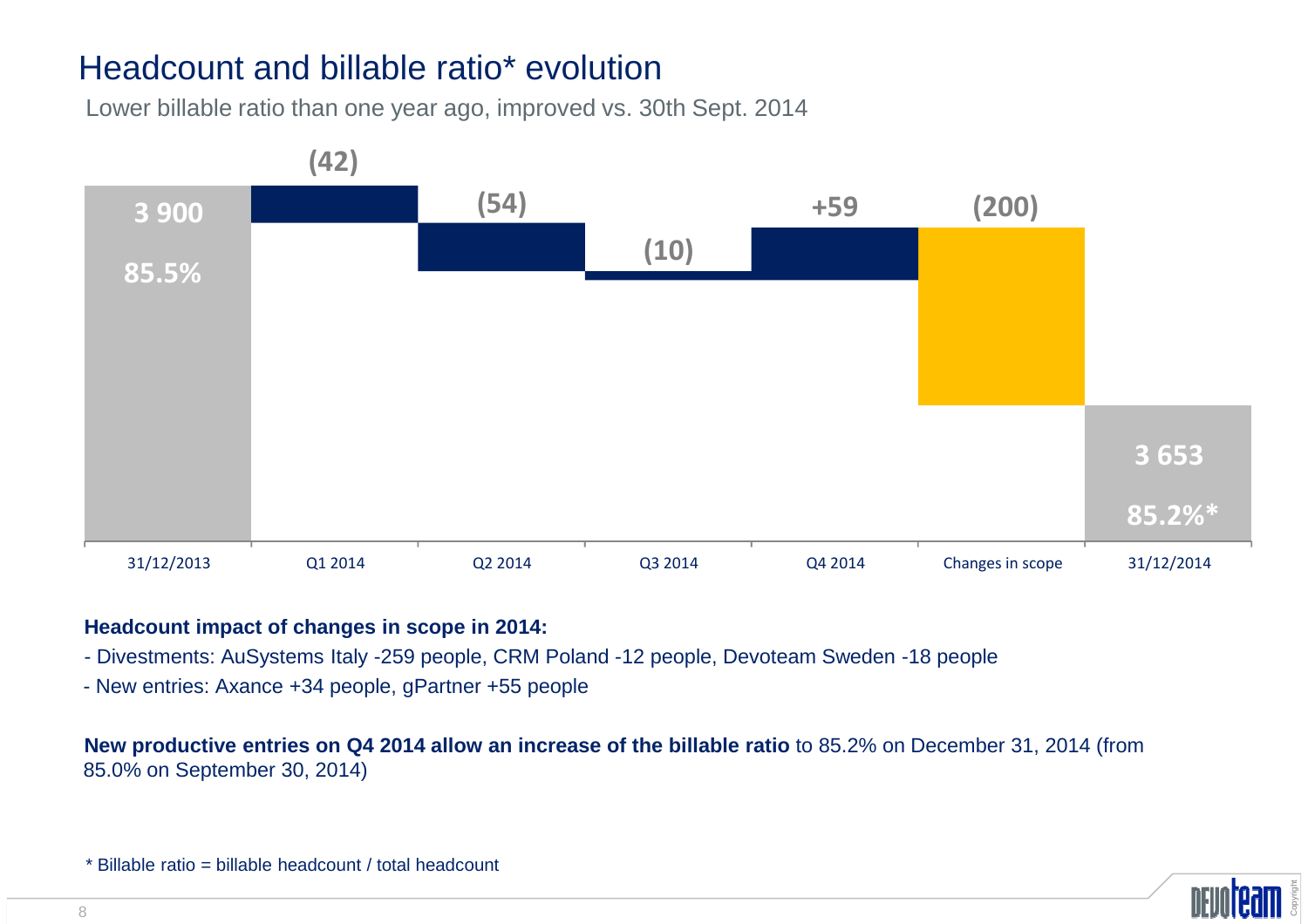# Headcount and billable ratio* evolution

Lower billable ratio than one year ago, improved vs. 30th Sept. 2014

| 31/12/2013 | Q1 2014 | Q2 2014 | Q3 2014 | Q4 2014 | Changes in scope | 31/12/2014 |
|---|---|---|---|---|---|---|
| 3 900<br>85.5% | (42) | (54) | (10) | +59 | (200) | 3 653<br>85.2%* |

**Headcount impact of changes in scope in 2014:**

- Divestments: AuSystems Italy -259 people, CRM Poland -12 people, Devoteam Sweden -18 people
- New entries: Axance +34 people, gPartner +55 people

**New productive entries on Q4 2014 allow an increase of the billable ratio** to 85.2% on December 31, 2014 (from 85.0% on September 30, 2014)

\* Billable ratio = billable headcount / total headcount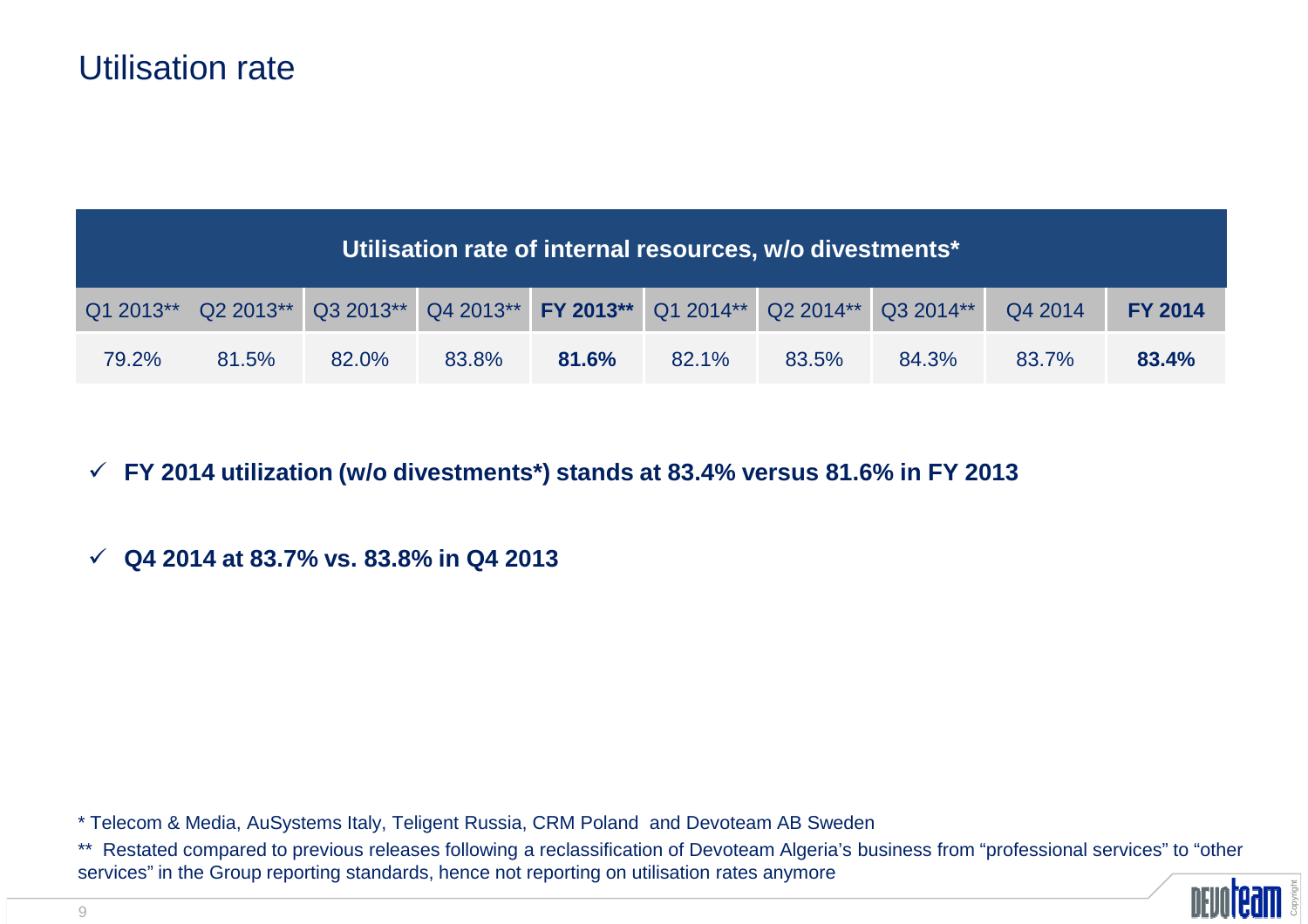# Utilisation rate

| Utilisation rate of internal resources, w/o divestments* | | | | | | | | | |
|---|---|---|---|---|---|---|---|---|---|
| Q1 2013** | Q2 2013** | Q3 2013** | Q4 2013** | **FY 2013**** | Q1 2014** | Q2 2014** | Q3 2014** | Q4 2014 | **FY 2014** |
| 79.2% | 81.5% | 82.0% | 83.8% | **81.6%** | 82.1% | 83.5% | 84.3% | 83.7% | **83.4%** |

- ✓ **FY 2014 utilization (w/o divestments*) stands at 83.4% versus 81.6% in FY 2013**
- ✓ **Q4 2014 at 83.7% vs. 83.8% in Q4 2013**

\* Telecom & Media, AuSystems Italy, Teligent Russia, CRM Poland and Devoteam AB Sweden

** Restated compared to previous releases following a reclassification of Devoteam Algeria's business from "professional services" to "other services" in the Group reporting standards, hence not reporting on utilisation rates anymore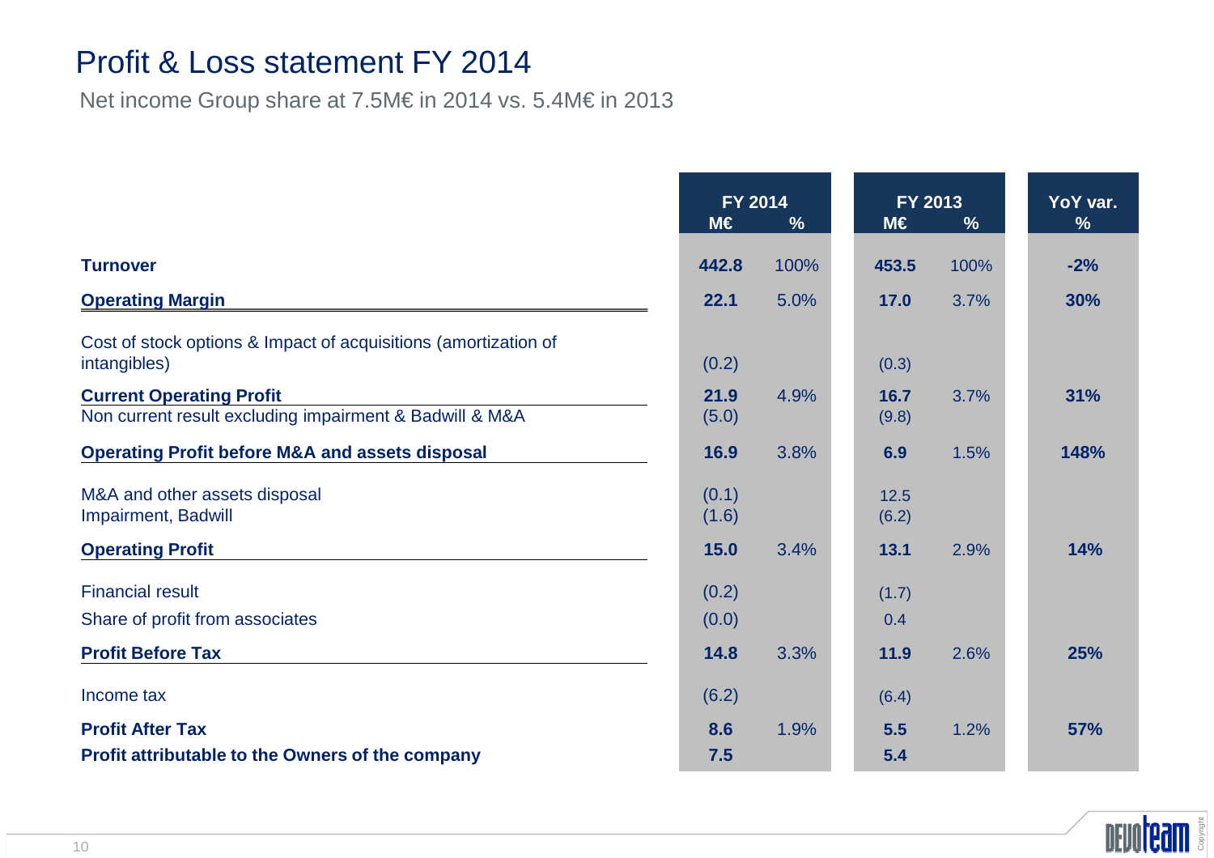# Profit & Loss statement FY 2014

Net income Group share at 7.5M€ in 2014 vs. 5.4M€ in 2013

| | FY 2014 | | FY 2013 | | YoY var. |
|---|---|---|---|---|---|
| | M€ | % | M€ | % | % |
| **Turnover** | **442.8** | 100% | **453.5** | 100% | **-2%** |
| **Operating Margin** | **22.1** | 5.0% | **17.0** | 3.7% | **30%** |
| Cost of stock options & Impact of acquisitions (amortization of intangibles) | (0.2) | | (0.3) | | |
| **Current Operating Profit** | **21.9** | 4.9% | **16.7** | 3.7% | **31%** |
| Non current result excluding impairment & Badwill & M&A | (5.0) | | (9.8) | | |
| **Operating Profit before M&A and assets disposal** | **16.9** | 3.8% | **6.9** | 1.5% | **148%** |
| M&A and other assets disposal | (0.1) | | 12.5 | | |
| Impairment, Badwill | (1.6) | | (6.2) | | |
| **Operating Profit** | **15.0** | 3.4% | **13.1** | 2.9% | **14%** |
| Financial result | (0.2) | | (1.7) | | |
| Share of profit from associates | (0.0) | | 0.4 | | |
| **Profit Before Tax** | **14.8** | 3.3% | **11.9** | 2.6% | **25%** |
| Income tax | (6.2) | | (6.4) | | |
| **Profit After Tax** | **8.6** | 1.9% | **5.5** | 1.2% | **57%** |
| **Profit attributable to the Owners of the company** | **7.5** | | **5.4** | | |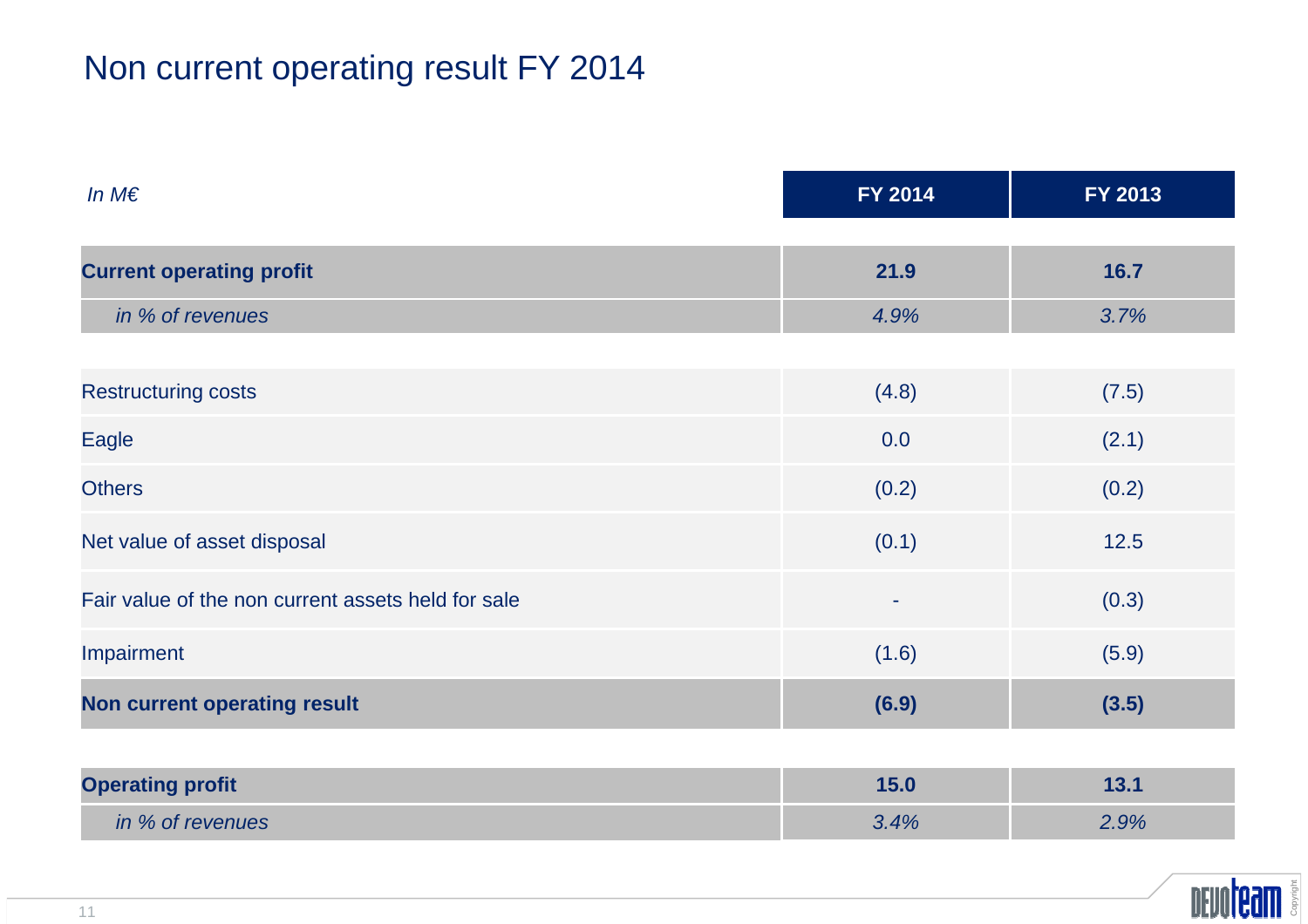# Non current operating result FY 2014

| *In M€* | FY 2014 | FY 2013 |
| --- | --- | --- |
| **Current operating profit** | **21.9** | **16.7** |
| *in % of revenues* | *4.9%* | *3.7%* |
| Restructuring costs | (4.8) | (7.5) |
| Eagle | 0.0 | (2.1) |
| Others | (0.2) | (0.2) |
| Net value of asset disposal | (0.1) | 12.5 |
| Fair value of the non current assets held for sale | - | (0.3) |
| Impairment | (1.6) | (5.9) |
| **Non current operating result** | **(6.9)** | **(3.5)** |
| **Operating profit** | **15.0** | **13.1** |
| *in % of revenues* | *3.4%* | *2.9%* |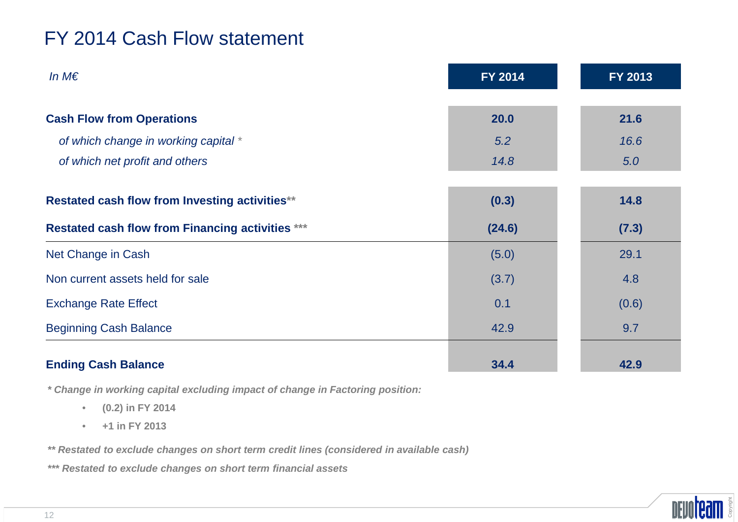# FY 2014 Cash Flow statement

| *In M€* | FY 2014 | FY 2013 |
|---|---|---|
| **Cash Flow from Operations** | **20.0** | **21.6** |
| *of which change in working capital \** | *5.2* | *16.6* |
| *of which net profit and others* | *14.8* | *5.0* |
| **Restated cash flow from Investing activities\*\*** | **(0.3)** | **14.8** |
| **Restated cash flow from Financing activities \*\*\*** | **(24.6)** | **(7.3)** |
| Net Change in Cash | (5.0) | 29.1 |
| Non current assets held for sale | (3.7) | 4.8 |
| Exchange Rate Effect | 0.1 | (0.6) |
| Beginning Cash Balance | 42.9 | 9.7 |
| **Ending Cash Balance** | **34.4** | **42.9** |

***\* Change in working capital excluding impact of change in Factoring position:***

- **(0.2) in FY 2014**
- **+1 in FY 2013**

***\*\* Restated to exclude changes on short term credit lines (considered in available cash)***

***\*\*\* Restated to exclude changes on short term financial assets***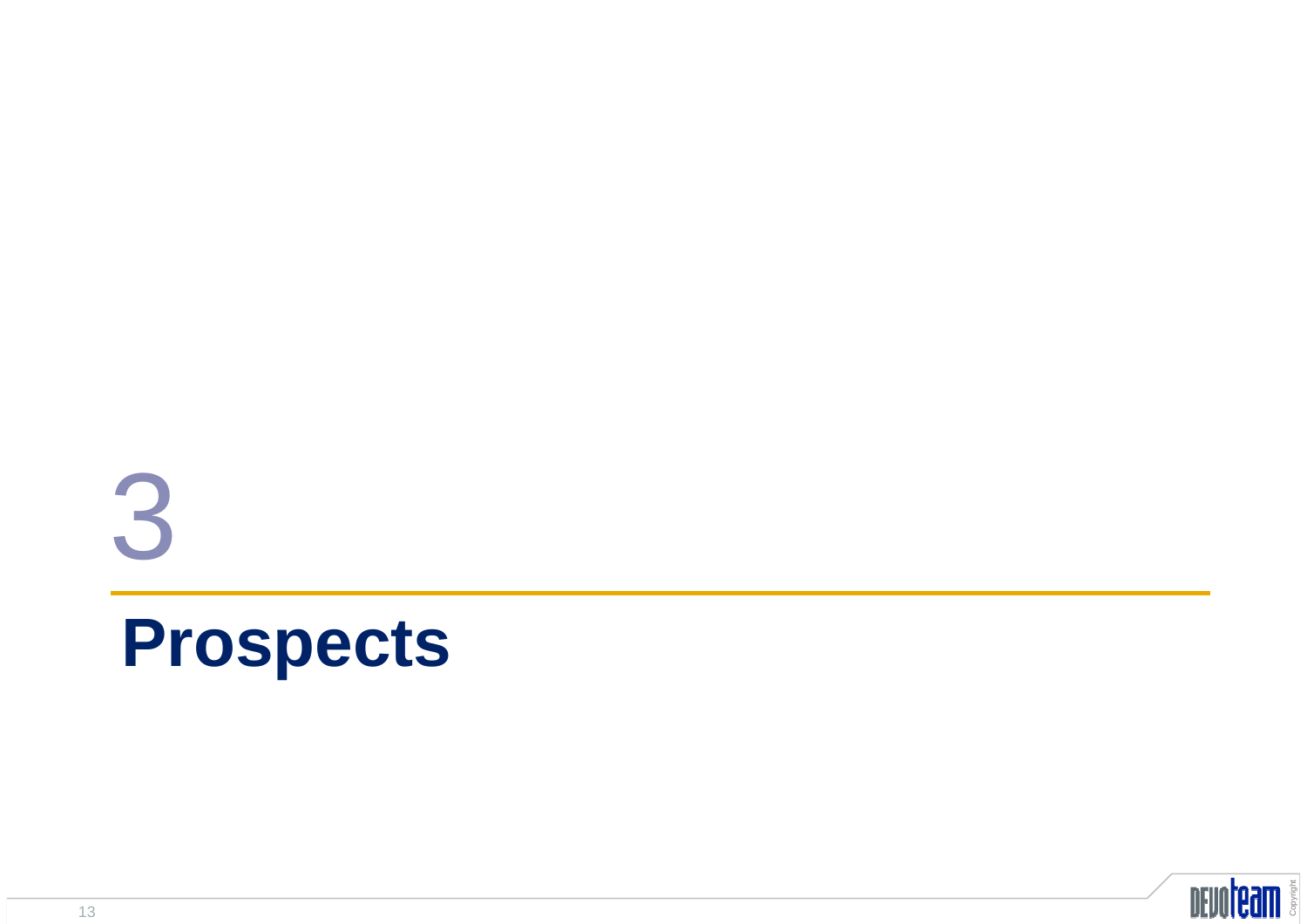3

# Prospects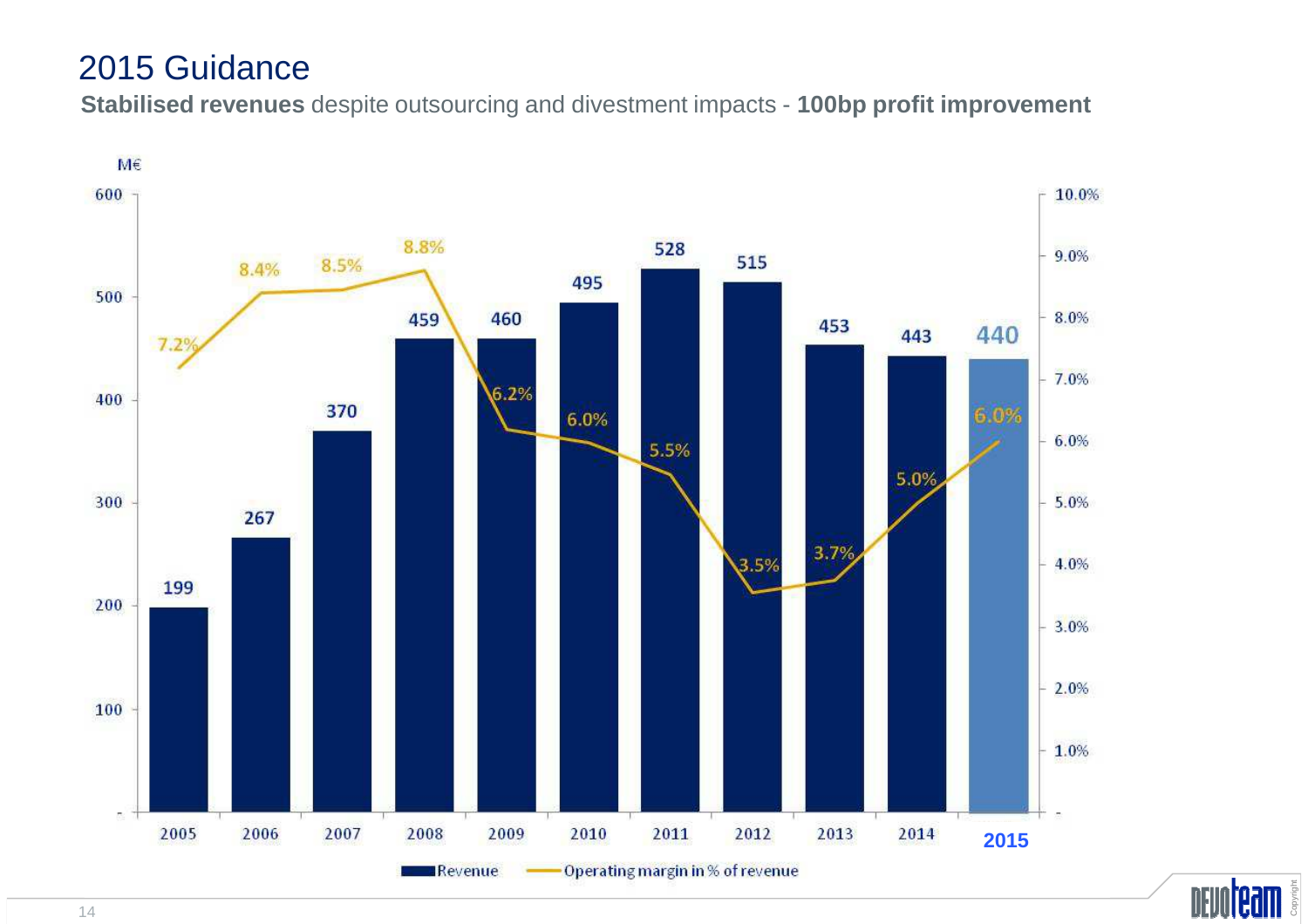# 2015 Guidance

**Stabilised revenues** despite outsourcing and divestment impacts - **100bp profit improvement**

| Year | Revenue (M€) | Operating margin in % of revenue |
|---|---|---|
| 2005 | 199 | 7.2% |
| 2006 | 267 | 8.4% |
| 2007 | 370 | 8.5% |
| 2008 | 459 | 8.8% |
| 2009 | 460 | 6.2% |
| 2010 | 495 | 6.0% |
| 2011 | 528 | 5.5% |
| 2012 | 515 | 3.5% |
| 2013 | 453 | 3.7% |
| 2014 | 443 | 5.0% |
| 2015 | 440 | 6.0% |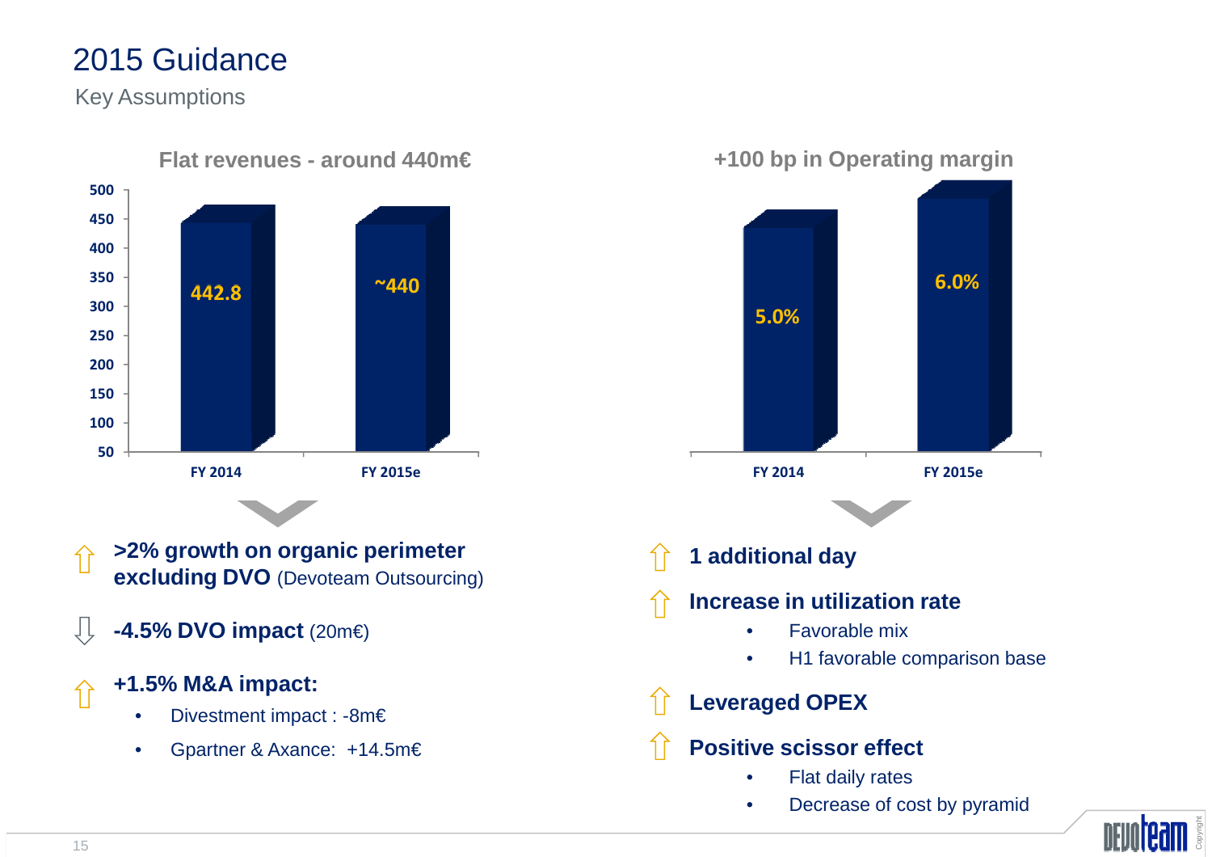# 2015 Guidance

Key Assumptions

## Flat revenues - around 440m€

| | FY 2014 | FY 2015e |
|---|---|---|
| Revenues (m€) | 442.8 | ~440 |

- ⇧ **>2% growth on organic perimeter excluding DVO** (Devoteam Outsourcing)
- ⇩ **-4.5% DVO impact** (20m€)
- ⇧ **+1.5% M&A impact:**
  - Divestment impact : -8m€
  - Gpartner & Axance: +14.5m€

## +100 bp in Operating margin

| | FY 2014 | FY 2015e |
|---|---|---|
| Operating margin | 5.0% | 6.0% |

- ⇧ **1 additional day**
- ⇧ **Increase in utilization rate**
  - Favorable mix
  - H1 favorable comparison base
- ⇧ **Leveraged OPEX**
- ⇧ **Positive scissor effect**
  - Flat daily rates
  - Decrease of cost by pyramid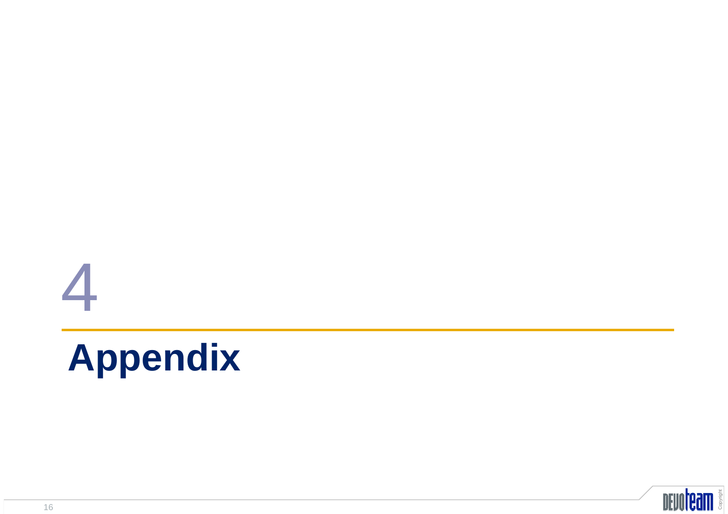# 4

# Appendix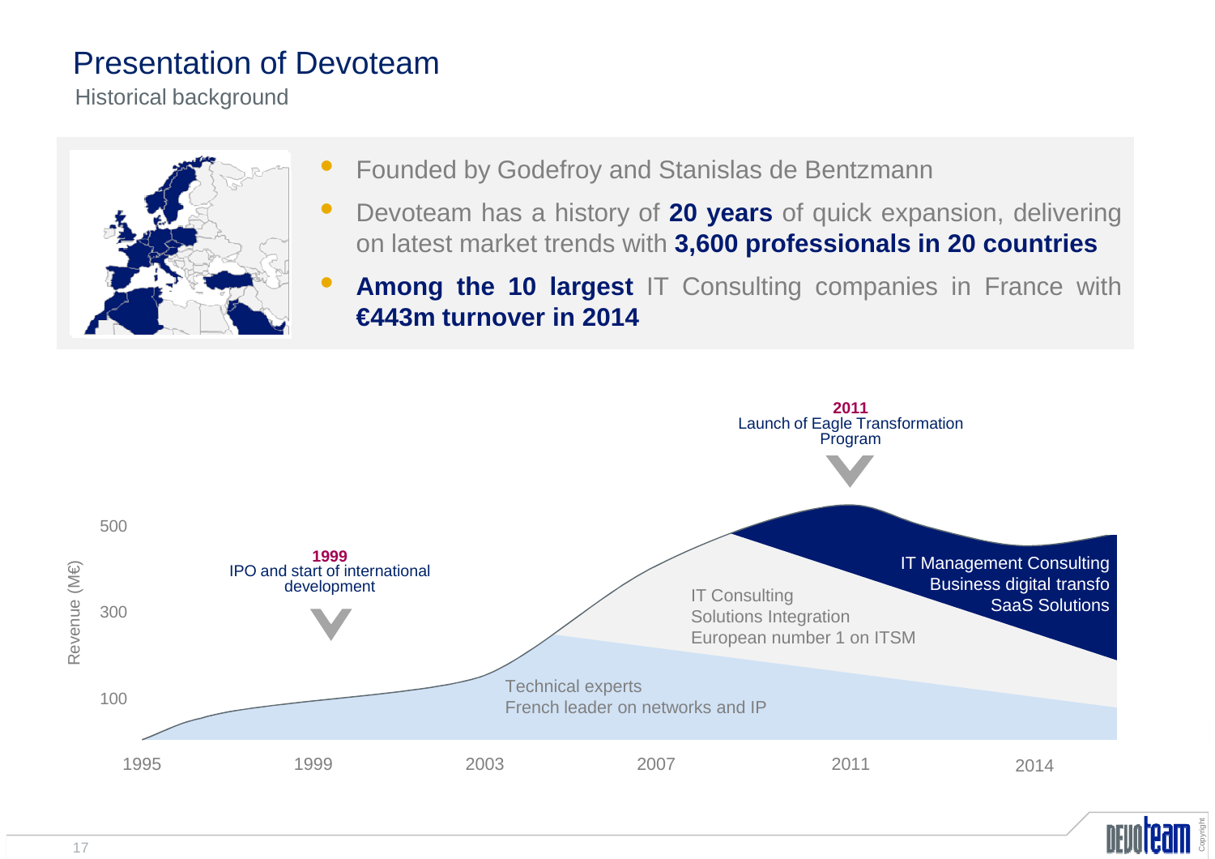# Presentation of Devoteam

Historical background

- Founded by Godefroy and Stanislas de Bentzmann
- Devoteam has a history of **20 years** of quick expansion, delivering on latest market trends with **3,600 professionals in 20 countries**
- **Among the 10 largest** IT Consulting companies in France with **€443m turnover in 2014**

**2011**
Launch of Eagle Transformation Program

**1999**
IPO and start of international development

Revenue (M€)

500
300
100

1995 1999 2003 2007 2011 2014

Technical experts
French leader on networks and IP

IT Consulting
Solutions Integration
European number 1 on ITSM

IT Management Consulting
Business digital transfo
SaaS Solutions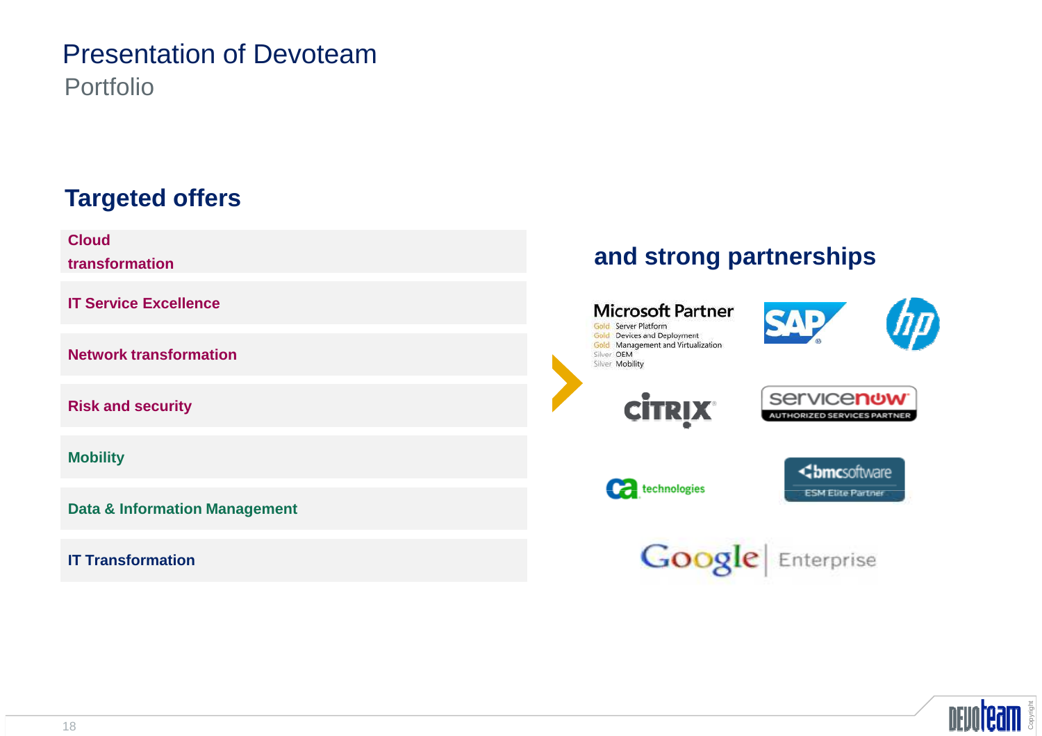# Presentation of Devoteam

## Portfolio

### Targeted offers

- **Cloud transformation**
- **IT Service Excellence**
- **Network transformation**
- **Risk and security**
- **Mobility**
- **Data & Information Management**
- **IT Transformation**

### and strong partnerships

Microsoft Partner
- Gold Server Platform
- Gold Devices and Deployment
- Gold Management and Virtualization
- Silver OEM
- Silver Mobility

SAP

hp

CiTRiX

servicenow AUTHORIZED SERVICES PARTNER

ca technologies

bmcsoftware ESM Elite Partner

Google Enterprise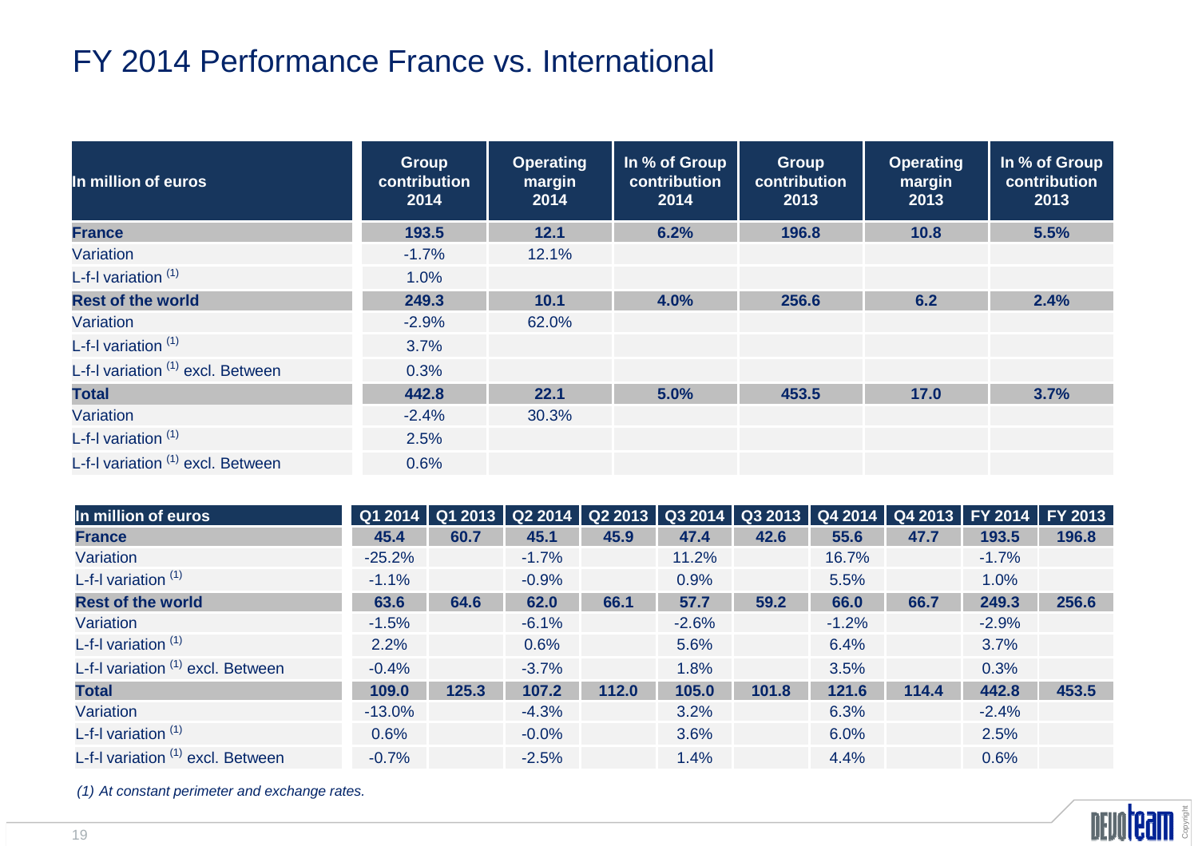# FY 2014 Performance France vs. International

| In million of euros | Group contribution 2014 | Operating margin 2014 | In % of Group contribution 2014 | Group contribution 2013 | Operating margin 2013 | In % of Group contribution 2013 |
|---|---|---|---|---|---|---|
| **France** | **193.5** | **12.1** | **6.2%** | **196.8** | **10.8** | **5.5%** |
| Variation | -1.7% | 12.1% | | | | |
| L-f-l variation [(1)] | 1.0% | | | | | |
| **Rest of the world** | **249.3** | **10.1** | **4.0%** | **256.6** | **6.2** | **2.4%** |
| Variation | -2.9% | 62.0% | | | | |
| L-f-l variation [(1)] | 3.7% | | | | | |
| L-f-l variation [(1)] excl. Between | 0.3% | | | | | |
| **Total** | **442.8** | **22.1** | **5.0%** | **453.5** | **17.0** | **3.7%** |
| Variation | -2.4% | 30.3% | | | | |
| L-f-l variation [(1)] | 2.5% | | | | | |
| L-f-l variation [(1)] excl. Between | 0.6% | | | | | |

| In million of euros | Q1 2014 | Q1 2013 | Q2 2014 | Q2 2013 | Q3 2014 | Q3 2013 | Q4 2014 | Q4 2013 | FY 2014 | FY 2013 |
|---|---|---|---|---|---|---|---|---|---|---|
| **France** | **45.4** | **60.7** | **45.1** | **45.9** | **47.4** | **42.6** | **55.6** | **47.7** | **193.5** | **196.8** |
| Variation | -25.2% | | -1.7% | | 11.2% | | 16.7% | | -1.7% | |
| L-f-l variation [(1)] | -1.1% | | -0.9% | | 0.9% | | 5.5% | | 1.0% | |
| **Rest of the world** | **63.6** | **64.6** | **62.0** | **66.1** | **57.7** | **59.2** | **66.0** | **66.7** | **249.3** | **256.6** |
| Variation | -1.5% | | -6.1% | | -2.6% | | -1.2% | | -2.9% | |
| L-f-l variation [(1)] | 2.2% | | 0.6% | | 5.6% | | 6.4% | | 3.7% | |
| L-f-l variation [(1)] excl. Between | -0.4% | | -3.7% | | 1.8% | | 3.5% | | 0.3% | |
| **Total** | **109.0** | **125.3** | **107.2** | **112.0** | **105.0** | **101.8** | **121.6** | **114.4** | **442.8** | **453.5** |
| Variation | -13.0% | | -4.3% | | 3.2% | | 6.3% | | -2.4% | |
| L-f-l variation [(1)] | 0.6% | | -0.0% | | 3.6% | | 6.0% | | 2.5% | |
| L-f-l variation [(1)] excl. Between | -0.7% | | -2.5% | | 1.4% | | 4.4% | | 0.6% | |

*(1) At constant perimeter and exchange rates.*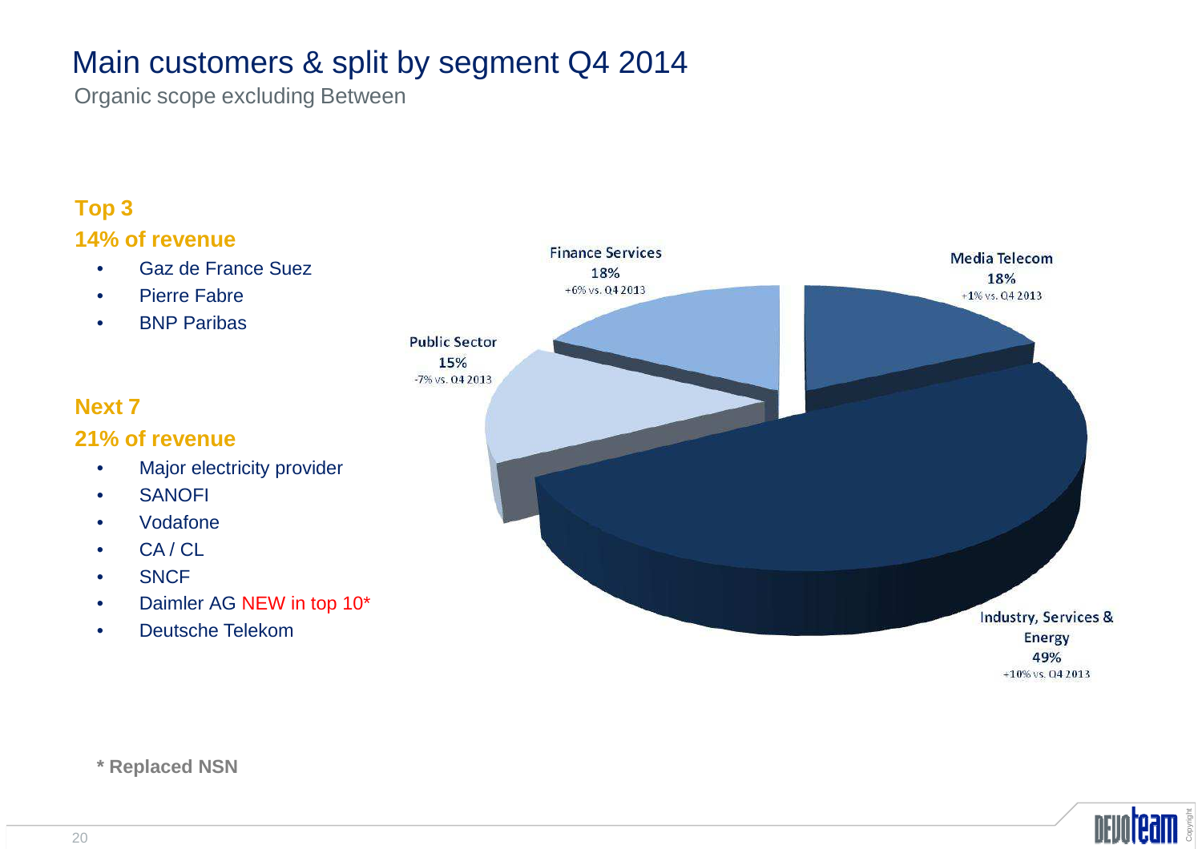# Main customers & split by segment Q4 2014

Organic scope excluding Between

**Top 3**

**14% of revenue**

- Gaz de France Suez
- Pierre Fabre
- BNP Paribas

**Next 7**

**21% of revenue**

- Major electricity provider
- SANOFI
- Vodafone
- CA / CL
- SNCF
- Daimler AG NEW in top 10*
- Deutsche Telekom

| Segment | Share | Change |
|---|---|---|
| Finance Services | 18% | +6% vs. Q4 2013 |
| Media Telecom | 18% | +1% vs. Q4 2013 |
| Public Sector | 15% | -7% vs. Q4 2013 |
| Industry, Services & Energy | 49% | +10% vs. Q4 2013 |

**\* Replaced NSN**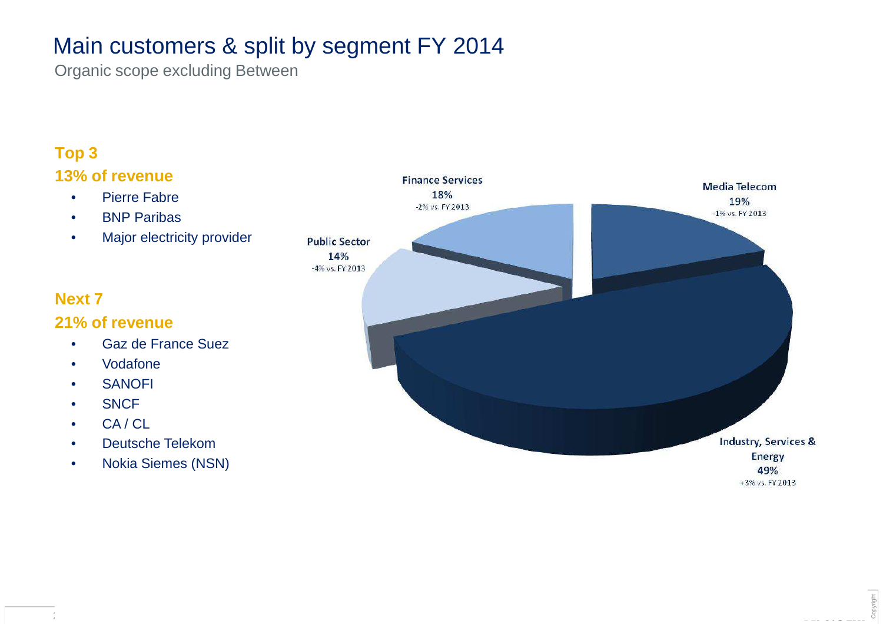# Main customers & split by segment FY 2014

Organic scope excluding Between

**Top 3**

**13% of revenue**

- Pierre Fabre
- BNP Paribas
- Major electricity provider

**Next 7**

**21% of revenue**

- Gaz de France Suez
- Vodafone
- SANOFI
- SNCF
- CA / CL
- Deutsche Telekom
- Nokia Siemes (NSN)

Finance Services
18%
-2% vs. FY 2013

Media Telecom
19%
-1% vs. FY 2013

Public Sector
14%
-4% vs. FY 2013

Industry, Services & Energy
49%
+3% vs. FY 2013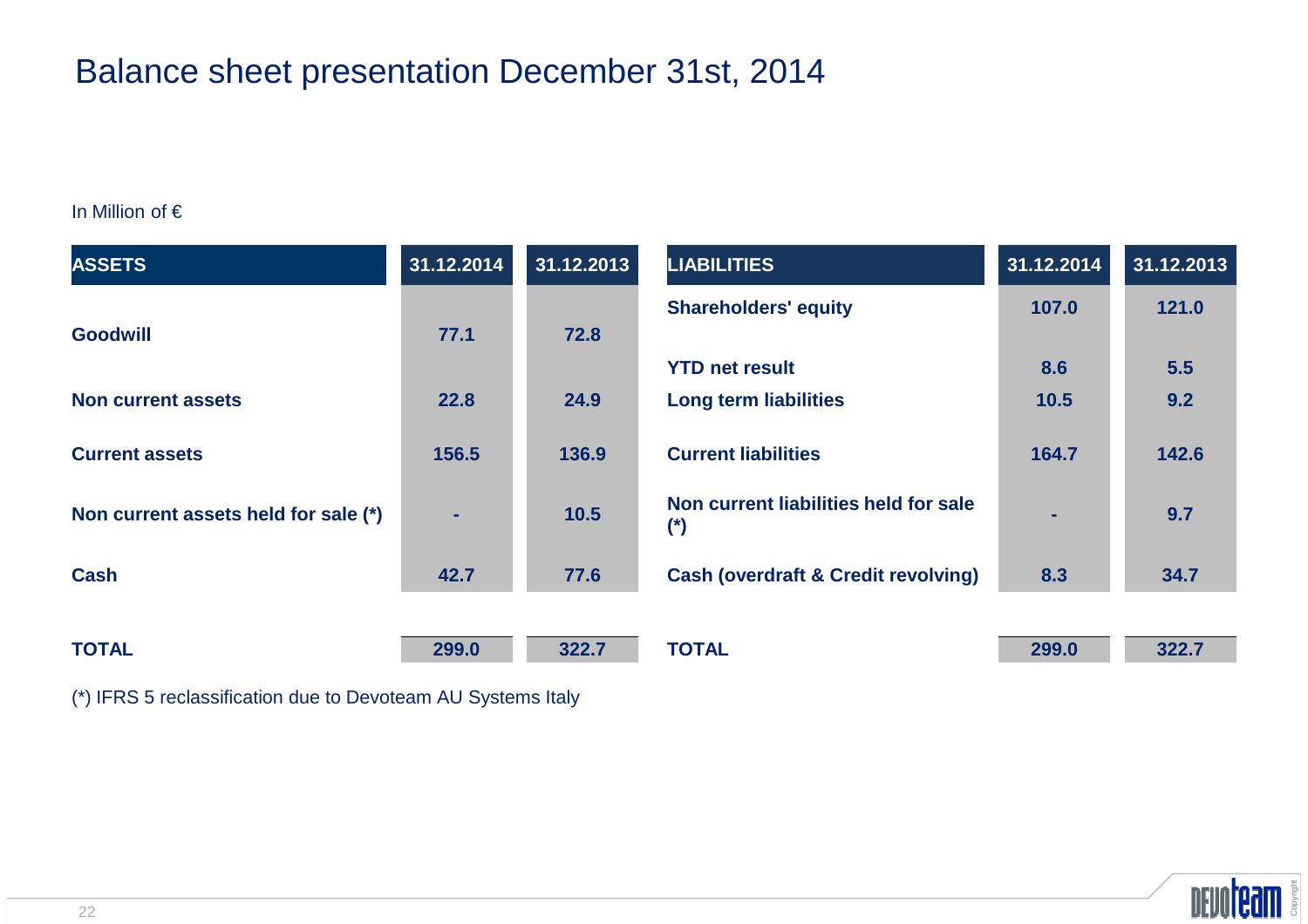# Balance sheet presentation December 31st, 2014

In Million of €

| ASSETS | 31.12.2014 | 31.12.2013 | LIABILITIES | 31.12.2014 | 31.12.2013 |
|---|---|---|---|---|---|
| | | | **Shareholders' equity** | **107.0** | **121.0** |
| **Goodwill** | **77.1** | **72.8** | | | |
| | | | **YTD net result** | **8.6** | **5.5** |
| **Non current assets** | **22.8** | **24.9** | **Long term liabilities** | **10.5** | **9.2** |
| **Current assets** | **156.5** | **136.9** | **Current liabilities** | **164.7** | **142.6** |
| **Non current assets held for sale (*)** | **-** | **10.5** | **Non current liabilities held for sale (*)** | **-** | **9.7** |
| **Cash** | **42.7** | **77.6** | **Cash (overdraft & Credit revolving)** | **8.3** | **34.7** |
| **TOTAL** | **299.0** | **322.7** | **TOTAL** | **299.0** | **322.7** |

(*) IFRS 5 reclassification due to Devoteam AU Systems Italy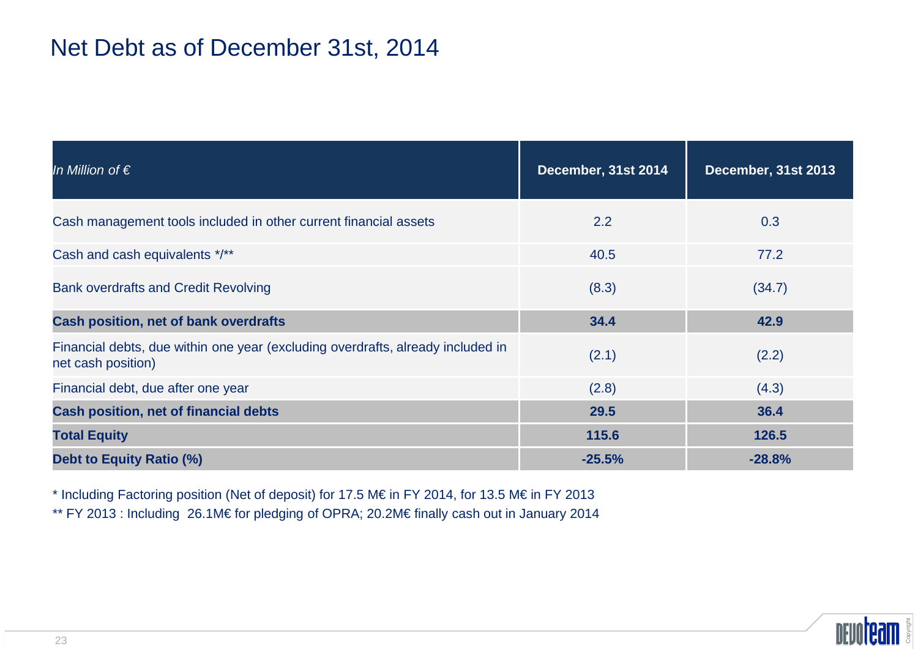# Net Debt as of December 31st, 2014

| *In Million of €* | December, 31st 2014 | December, 31st 2013 |
|---|---|---|
| Cash management tools included in other current financial assets | 2.2 | 0.3 |
| Cash and cash equivalents */** | 40.5 | 77.2 |
| Bank overdrafts and Credit Revolving | (8.3) | (34.7) |
| **Cash position, net of bank overdrafts** | **34.4** | **42.9** |
| Financial debts, due within one year (excluding overdrafts, already included in net cash position) | (2.1) | (2.2) |
| Financial debt, due after one year | (2.8) | (4.3) |
| **Cash position, net of financial debts** | **29.5** | **36.4** |
| **Total Equity** | **115.6** | **126.5** |
| **Debt to Equity Ratio (%)** | **-25.5%** | **-28.8%** |

* Including Factoring position (Net of deposit) for 17.5 M€ in FY 2014, for 13.5 M€ in FY 2013

** FY 2013 : Including 26.1M€ for pledging of OPRA; 20.2M€ finally cash out in January 2014